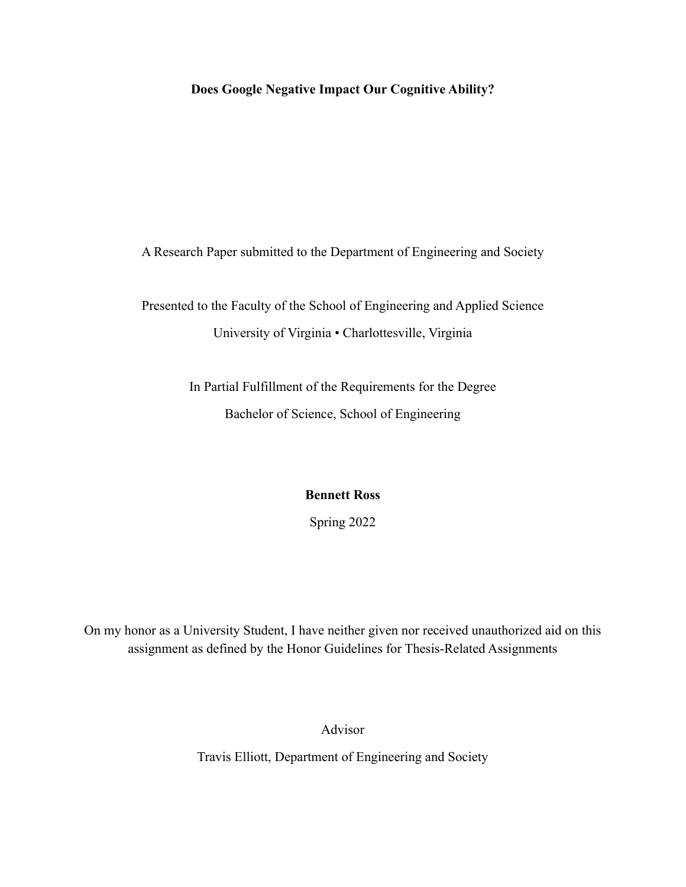**Does Google Negative Impact Our Cognitive Ability?**

A Research Paper submitted to the Department of Engineering and Society

Presented to the Faculty of the School of Engineering and Applied Science
University of Virginia • Charlottesville, Virginia

In Partial Fulfillment of the Requirements for the Degree
Bachelor of Science, School of Engineering

**Bennett Ross**

Spring 2022

On my honor as a University Student, I have neither given nor received unauthorized aid on this assignment as defined by the Honor Guidelines for Thesis-Related Assignments

Advisor

Travis Elliott, Department of Engineering and Society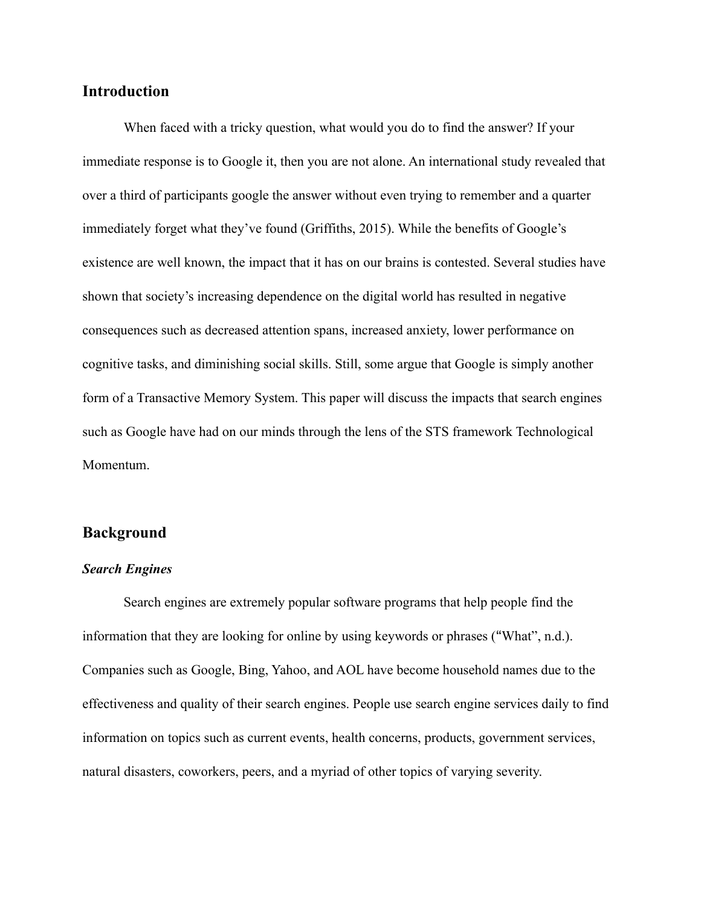## Introduction

When faced with a tricky question, what would you do to find the answer? If your immediate response is to Google it, then you are not alone. An international study revealed that over a third of participants google the answer without even trying to remember and a quarter immediately forget what they've found (Griffiths, 2015). While the benefits of Google's existence are well known, the impact that it has on our brains is contested. Several studies have shown that society's increasing dependence on the digital world has resulted in negative consequences such as decreased attention spans, increased anxiety, lower performance on cognitive tasks, and diminishing social skills. Still, some argue that Google is simply another form of a Transactive Memory System. This paper will discuss the impacts that search engines such as Google have had on our minds through the lens of the STS framework Technological Momentum.

## Background

### *Search Engines*

Search engines are extremely popular software programs that help people find the information that they are looking for online by using keywords or phrases ("What", n.d.). Companies such as Google, Bing, Yahoo, and AOL have become household names due to the effectiveness and quality of their search engines. People use search engine services daily to find information on topics such as current events, health concerns, products, government services, natural disasters, coworkers, peers, and a myriad of other topics of varying severity.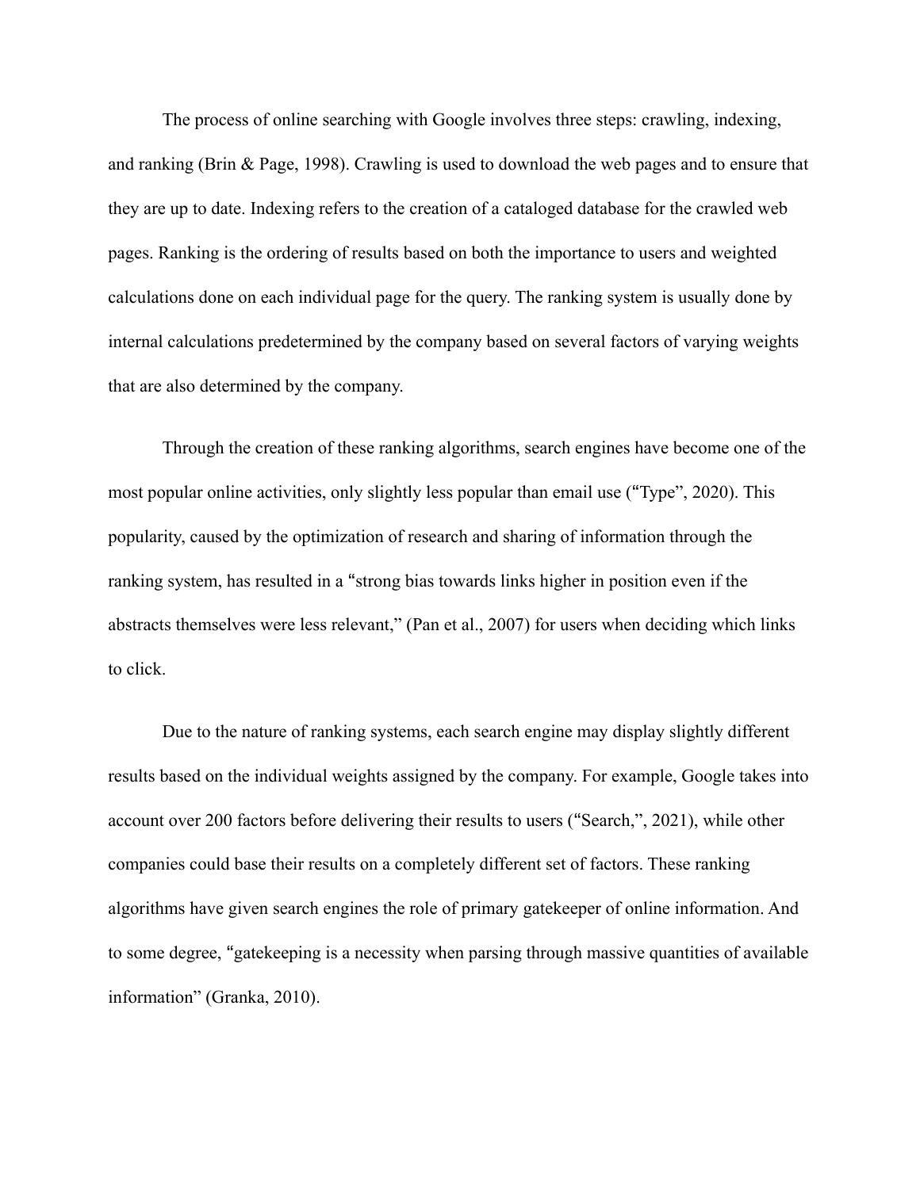The process of online searching with Google involves three steps: crawling, indexing, and ranking (Brin & Page, 1998). Crawling is used to download the web pages and to ensure that they are up to date. Indexing refers to the creation of a cataloged database for the crawled web pages. Ranking is the ordering of results based on both the importance to users and weighted calculations done on each individual page for the query. The ranking system is usually done by internal calculations predetermined by the company based on several factors of varying weights that are also determined by the company.

Through the creation of these ranking algorithms, search engines have become one of the most popular online activities, only slightly less popular than email use ("Type", 2020). This popularity, caused by the optimization of research and sharing of information through the ranking system, has resulted in a "strong bias towards links higher in position even if the abstracts themselves were less relevant," (Pan et al., 2007) for users when deciding which links to click.

Due to the nature of ranking systems, each search engine may display slightly different results based on the individual weights assigned by the company. For example, Google takes into account over 200 factors before delivering their results to users ("Search,", 2021), while other companies could base their results on a completely different set of factors. These ranking algorithms have given search engines the role of primary gatekeeper of online information. And to some degree, "gatekeeping is a necessity when parsing through massive quantities of available information" (Granka, 2010).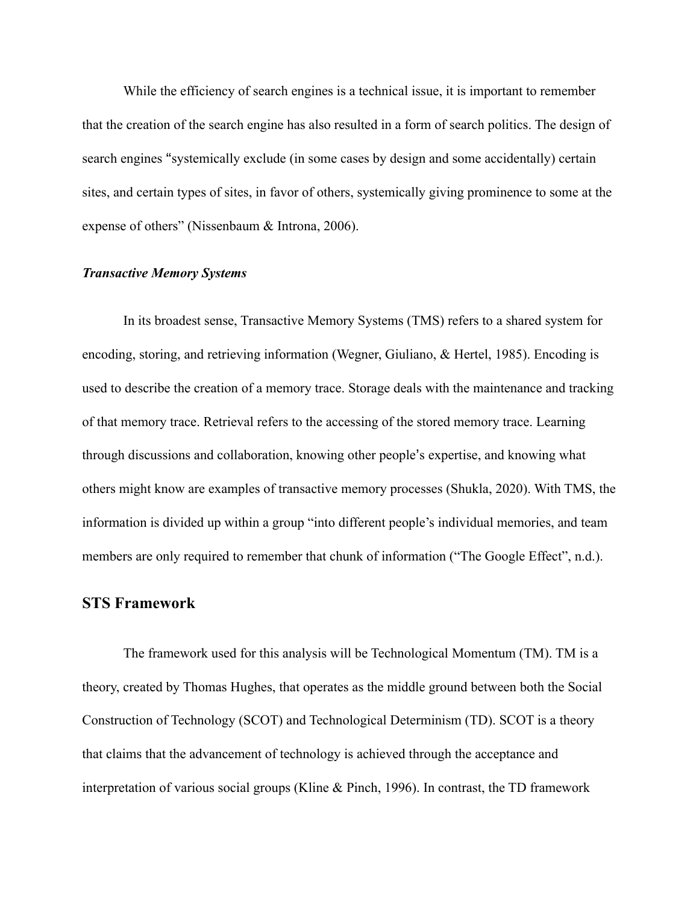While the efficiency of search engines is a technical issue, it is important to remember that the creation of the search engine has also resulted in a form of search politics. The design of search engines "systemically exclude (in some cases by design and some accidentally) certain sites, and certain types of sites, in favor of others, systemically giving prominence to some at the expense of others" (Nissenbaum & Introna, 2006).

### *Transactive Memory Systems*

In its broadest sense, Transactive Memory Systems (TMS) refers to a shared system for encoding, storing, and retrieving information (Wegner, Giuliano, & Hertel, 1985). Encoding is used to describe the creation of a memory trace. Storage deals with the maintenance and tracking of that memory trace. Retrieval refers to the accessing of the stored memory trace. Learning through discussions and collaboration, knowing other people's expertise, and knowing what others might know are examples of transactive memory processes (Shukla, 2020). With TMS, the information is divided up within a group "into different people's individual memories, and team members are only required to remember that chunk of information ("The Google Effect", n.d.).

## STS Framework

The framework used for this analysis will be Technological Momentum (TM). TM is a theory, created by Thomas Hughes, that operates as the middle ground between both the Social Construction of Technology (SCOT) and Technological Determinism (TD). SCOT is a theory that claims that the advancement of technology is achieved through the acceptance and interpretation of various social groups (Kline & Pinch, 1996). In contrast, the TD framework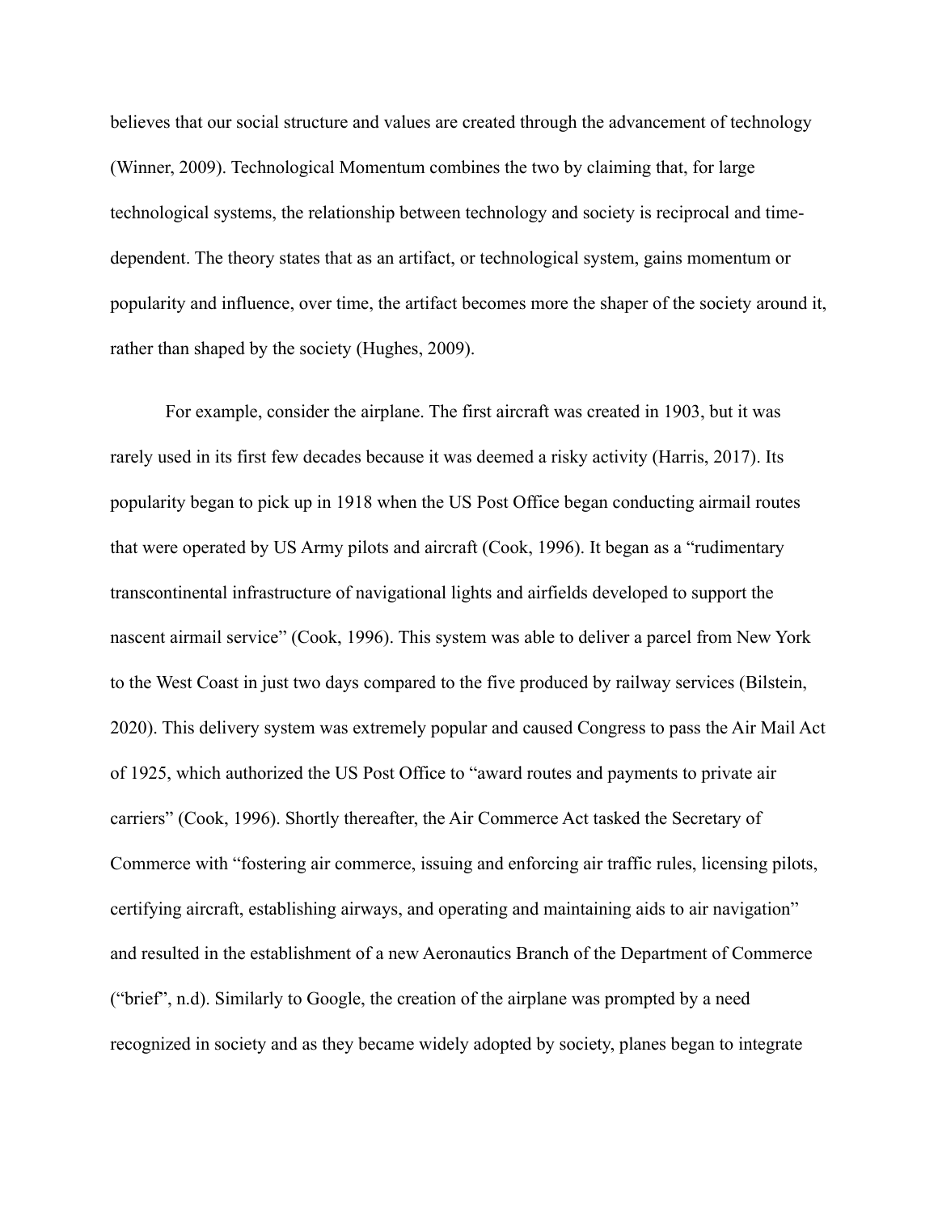believes that our social structure and values are created through the advancement of technology (Winner, 2009). Technological Momentum combines the two by claiming that, for large technological systems, the relationship between technology and society is reciprocal and time-dependent. The theory states that as an artifact, or technological system, gains momentum or popularity and influence, over time, the artifact becomes more the shaper of the society around it, rather than shaped by the society (Hughes, 2009).

For example, consider the airplane. The first aircraft was created in 1903, but it was rarely used in its first few decades because it was deemed a risky activity (Harris, 2017). Its popularity began to pick up in 1918 when the US Post Office began conducting airmail routes that were operated by US Army pilots and aircraft (Cook, 1996). It began as a "rudimentary transcontinental infrastructure of navigational lights and airfields developed to support the nascent airmail service" (Cook, 1996). This system was able to deliver a parcel from New York to the West Coast in just two days compared to the five produced by railway services (Bilstein, 2020). This delivery system was extremely popular and caused Congress to pass the Air Mail Act of 1925, which authorized the US Post Office to "award routes and payments to private air carriers" (Cook, 1996). Shortly thereafter, the Air Commerce Act tasked the Secretary of Commerce with "fostering air commerce, issuing and enforcing air traffic rules, licensing pilots, certifying aircraft, establishing airways, and operating and maintaining aids to air navigation" and resulted in the establishment of a new Aeronautics Branch of the Department of Commerce ("brief", n.d). Similarly to Google, the creation of the airplane was prompted by a need recognized in society and as they became widely adopted by society, planes began to integrate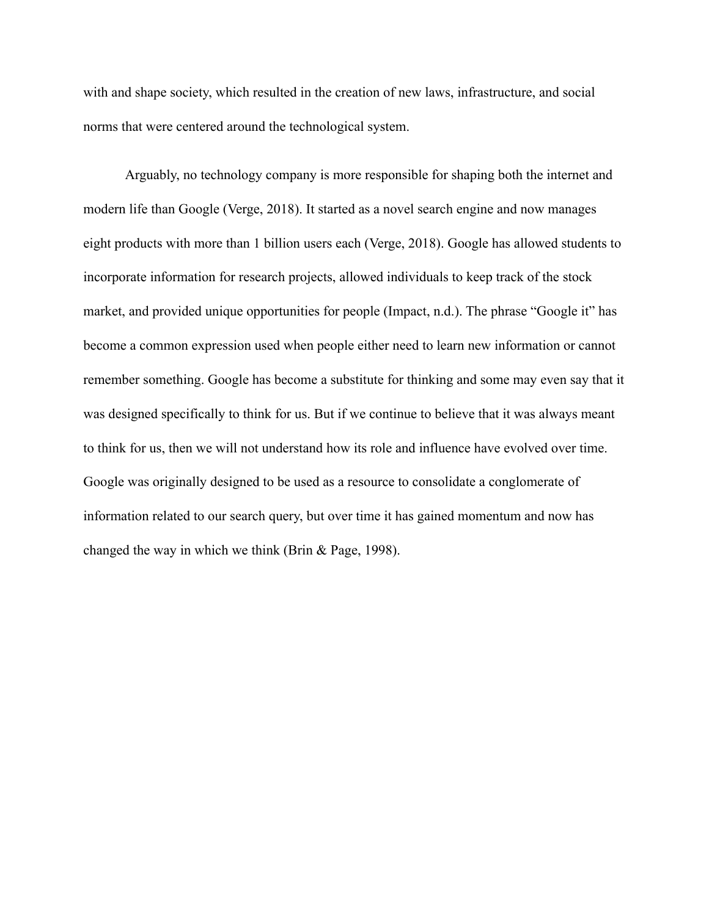with and shape society, which resulted in the creation of new laws, infrastructure, and social norms that were centered around the technological system.

Arguably, no technology company is more responsible for shaping both the internet and modern life than Google (Verge, 2018). It started as a novel search engine and now manages eight products with more than 1 billion users each (Verge, 2018). Google has allowed students to incorporate information for research projects, allowed individuals to keep track of the stock market, and provided unique opportunities for people (Impact, n.d.). The phrase "Google it" has become a common expression used when people either need to learn new information or cannot remember something. Google has become a substitute for thinking and some may even say that it was designed specifically to think for us. But if we continue to believe that it was always meant to think for us, then we will not understand how its role and influence have evolved over time. Google was originally designed to be used as a resource to consolidate a conglomerate of information related to our search query, but over time it has gained momentum and now has changed the way in which we think (Brin & Page, 1998).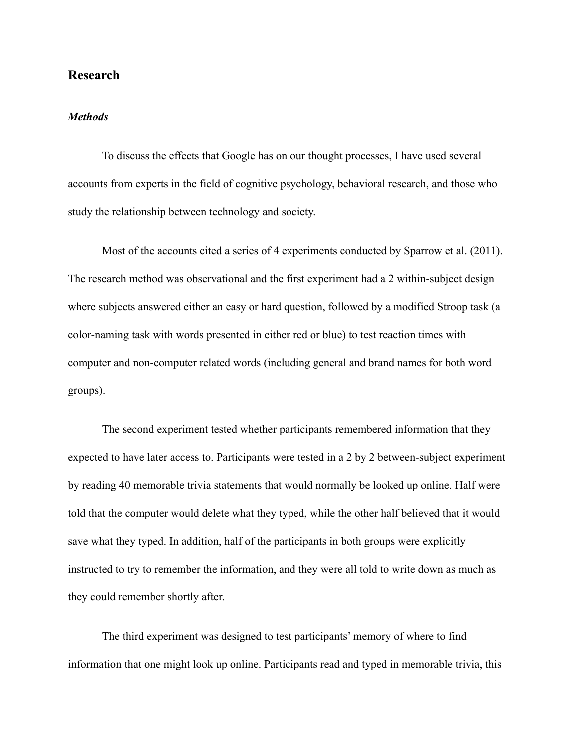## Research

### *Methods*

To discuss the effects that Google has on our thought processes, I have used several accounts from experts in the field of cognitive psychology, behavioral research, and those who study the relationship between technology and society.

Most of the accounts cited a series of 4 experiments conducted by Sparrow et al. (2011). The research method was observational and the first experiment had a 2 within-subject design where subjects answered either an easy or hard question, followed by a modified Stroop task (a color-naming task with words presented in either red or blue) to test reaction times with computer and non-computer related words (including general and brand names for both word groups).

The second experiment tested whether participants remembered information that they expected to have later access to. Participants were tested in a 2 by 2 between-subject experiment by reading 40 memorable trivia statements that would normally be looked up online. Half were told that the computer would delete what they typed, while the other half believed that it would save what they typed. In addition, half of the participants in both groups were explicitly instructed to try to remember the information, and they were all told to write down as much as they could remember shortly after.

The third experiment was designed to test participants' memory of where to find information that one might look up online. Participants read and typed in memorable trivia, this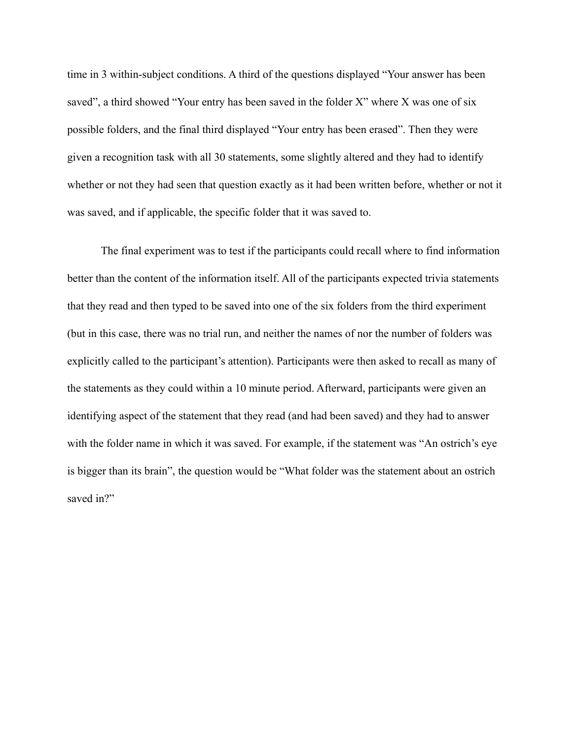time in 3 within-subject conditions. A third of the questions displayed “Your answer has been saved”, a third showed “Your entry has been saved in the folder X” where X was one of six possible folders, and the final third displayed “Your entry has been erased”. Then they were given a recognition task with all 30 statements, some slightly altered and they had to identify whether or not they had seen that question exactly as it had been written before, whether or not it was saved, and if applicable, the specific folder that it was saved to.

The final experiment was to test if the participants could recall where to find information better than the content of the information itself. All of the participants expected trivia statements that they read and then typed to be saved into one of the six folders from the third experiment (but in this case, there was no trial run, and neither the names of nor the number of folders was explicitly called to the participant’s attention). Participants were then asked to recall as many of the statements as they could within a 10 minute period. Afterward, participants were given an identifying aspect of the statement that they read (and had been saved) and they had to answer with the folder name in which it was saved. For example, if the statement was “An ostrich’s eye is bigger than its brain”, the question would be “What folder was the statement about an ostrich saved in?”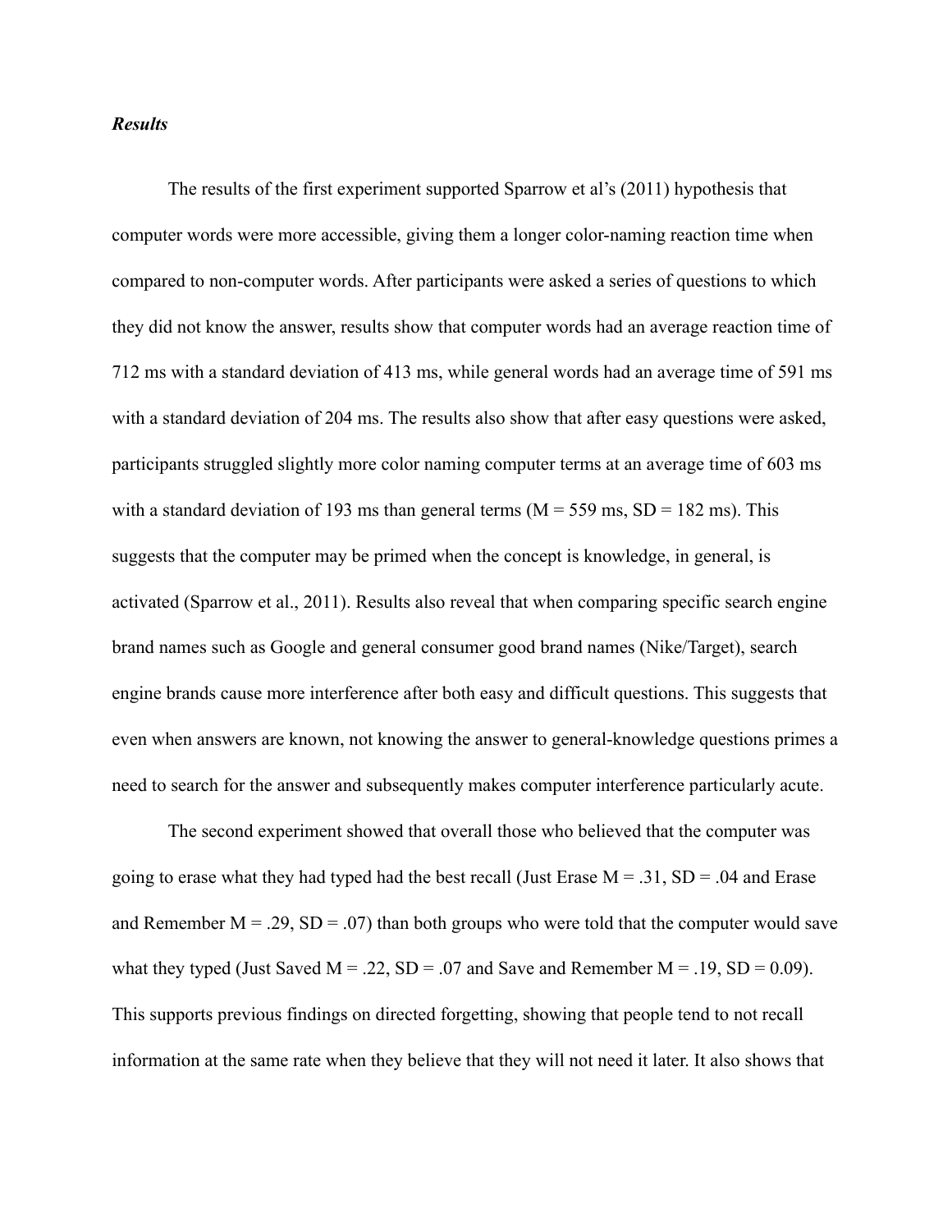***Results***

The results of the first experiment supported Sparrow et al's (2011) hypothesis that computer words were more accessible, giving them a longer color-naming reaction time when compared to non-computer words. After participants were asked a series of questions to which they did not know the answer, results show that computer words had an average reaction time of 712 ms with a standard deviation of 413 ms, while general words had an average time of 591 ms with a standard deviation of 204 ms. The results also show that after easy questions were asked, participants struggled slightly more color naming computer terms at an average time of 603 ms with a standard deviation of 193 ms than general terms ($M = 559$ ms, $SD = 182$ ms). This suggests that the computer may be primed when the concept is knowledge, in general, is activated (Sparrow et al., 2011). Results also reveal that when comparing specific search engine brand names such as Google and general consumer good brand names (Nike/Target), search engine brands cause more interference after both easy and difficult questions. This suggests that even when answers are known, not knowing the answer to general-knowledge questions primes a need to search for the answer and subsequently makes computer interference particularly acute.

The second experiment showed that overall those who believed that the computer was going to erase what they had typed had the best recall (Just Erase $M = .31$, $SD = .04$ and Erase and Remember $M = .29$, $SD = .07$) than both groups who were told that the computer would save what they typed (Just Saved $M = .22$, $SD = .07$ and Save and Remember $M = .19$, $SD = 0.09$). This supports previous findings on directed forgetting, showing that people tend to not recall information at the same rate when they believe that they will not need it later. It also shows that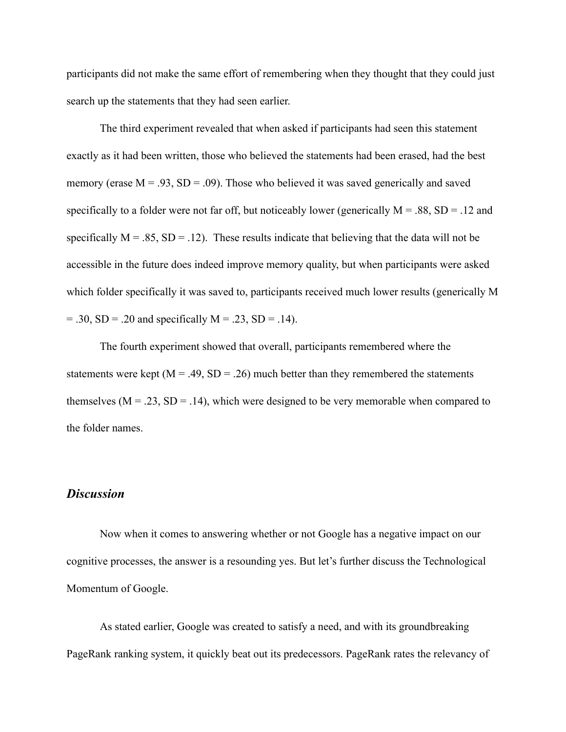participants did not make the same effort of remembering when they thought that they could just search up the statements that they had seen earlier.

The third experiment revealed that when asked if participants had seen this statement exactly as it had been written, those who believed the statements had been erased, had the best memory (erase $M = .93$, $SD = .09$). Those who believed it was saved generically and saved specifically to a folder were not far off, but noticeably lower (generically $M = .88$, $SD = .12$ and specifically $M = .85$, $SD = .12$). These results indicate that believing that the data will not be accessible in the future does indeed improve memory quality, but when participants were asked which folder specifically it was saved to, participants received much lower results (generically $M = .30$, $SD = .20$ and specifically $M = .23$, $SD = .14$).

The fourth experiment showed that overall, participants remembered where the statements were kept ($M = .49$, $SD = .26$) much better than they remembered the statements themselves ($M = .23$, $SD = .14$), which were designed to be very memorable when compared to the folder names.

## *Discussion*

Now when it comes to answering whether or not Google has a negative impact on our cognitive processes, the answer is a resounding yes. But let's further discuss the Technological Momentum of Google.

As stated earlier, Google was created to satisfy a need, and with its groundbreaking PageRank ranking system, it quickly beat out its predecessors. PageRank rates the relevancy of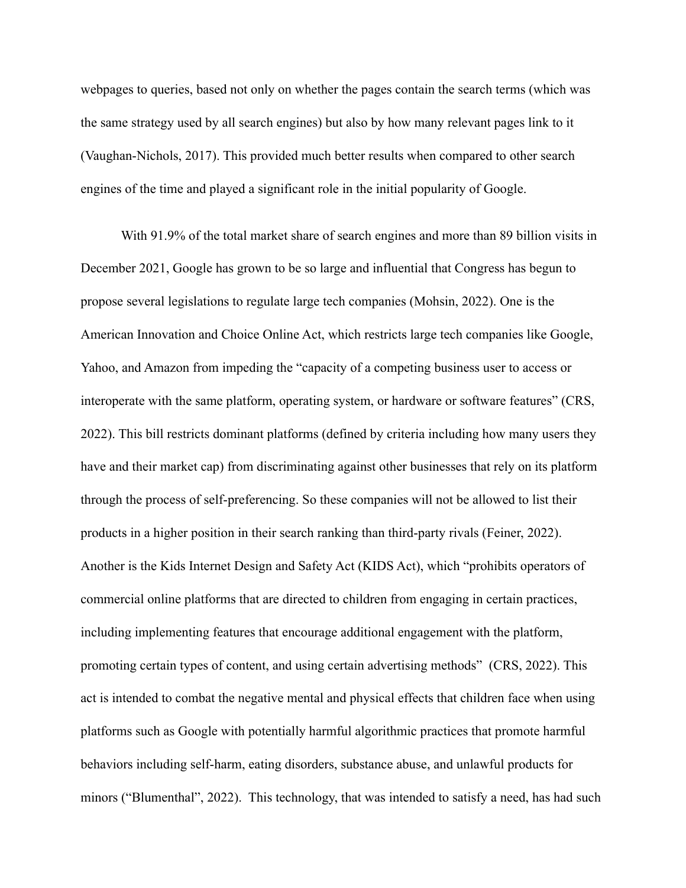webpages to queries, based not only on whether the pages contain the search terms (which was the same strategy used by all search engines) but also by how many relevant pages link to it (Vaughan-Nichols, 2017). This provided much better results when compared to other search engines of the time and played a significant role in the initial popularity of Google.

With 91.9% of the total market share of search engines and more than 89 billion visits in December 2021, Google has grown to be so large and influential that Congress has begun to propose several legislations to regulate large tech companies (Mohsin, 2022). One is the American Innovation and Choice Online Act, which restricts large tech companies like Google, Yahoo, and Amazon from impeding the “capacity of a competing business user to access or interoperate with the same platform, operating system, or hardware or software features” (CRS, 2022). This bill restricts dominant platforms (defined by criteria including how many users they have and their market cap) from discriminating against other businesses that rely on its platform through the process of self-preferencing. So these companies will not be allowed to list their products in a higher position in their search ranking than third-party rivals (Feiner, 2022). Another is the Kids Internet Design and Safety Act (KIDS Act), which “prohibits operators of commercial online platforms that are directed to children from engaging in certain practices, including implementing features that encourage additional engagement with the platform, promoting certain types of content, and using certain advertising methods” (CRS, 2022). This act is intended to combat the negative mental and physical effects that children face when using platforms such as Google with potentially harmful algorithmic practices that promote harmful behaviors including self-harm, eating disorders, substance abuse, and unlawful products for minors (“Blumenthal”, 2022). This technology, that was intended to satisfy a need, has had such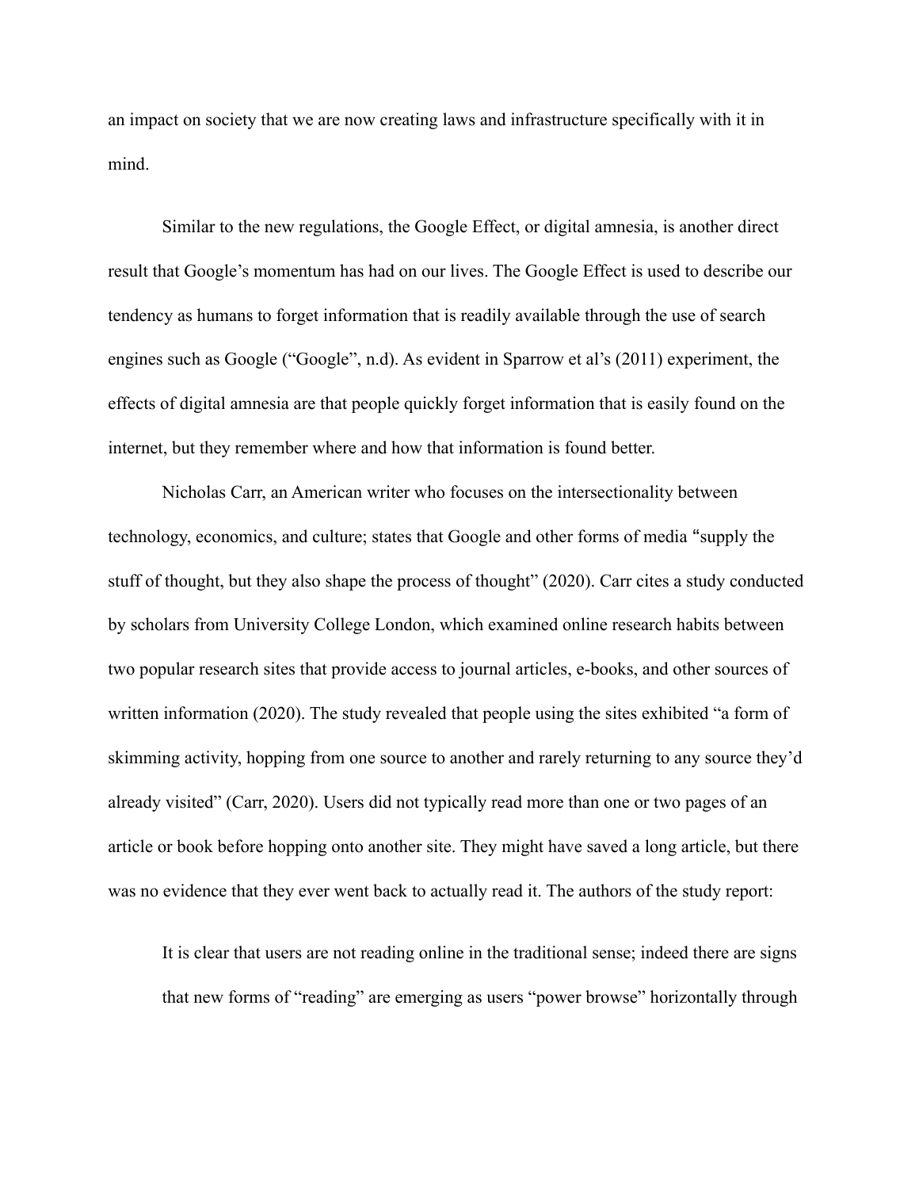an impact on society that we are now creating laws and infrastructure specifically with it in mind.

Similar to the new regulations, the Google Effect, or digital amnesia, is another direct result that Google's momentum has had on our lives. The Google Effect is used to describe our tendency as humans to forget information that is readily available through the use of search engines such as Google ("Google", n.d). As evident in Sparrow et al's (2011) experiment, the effects of digital amnesia are that people quickly forget information that is easily found on the internet, but they remember where and how that information is found better.

Nicholas Carr, an American writer who focuses on the intersectionality between technology, economics, and culture; states that Google and other forms of media "supply the stuff of thought, but they also shape the process of thought" (2020). Carr cites a study conducted by scholars from University College London, which examined online research habits between two popular research sites that provide access to journal articles, e-books, and other sources of written information (2020). The study revealed that people using the sites exhibited "a form of skimming activity, hopping from one source to another and rarely returning to any source they'd already visited" (Carr, 2020). Users did not typically read more than one or two pages of an article or book before hopping onto another site. They might have saved a long article, but there was no evidence that they ever went back to actually read it. The authors of the study report:

> It is clear that users are not reading online in the traditional sense; indeed there are signs that new forms of "reading" are emerging as users "power browse" horizontally through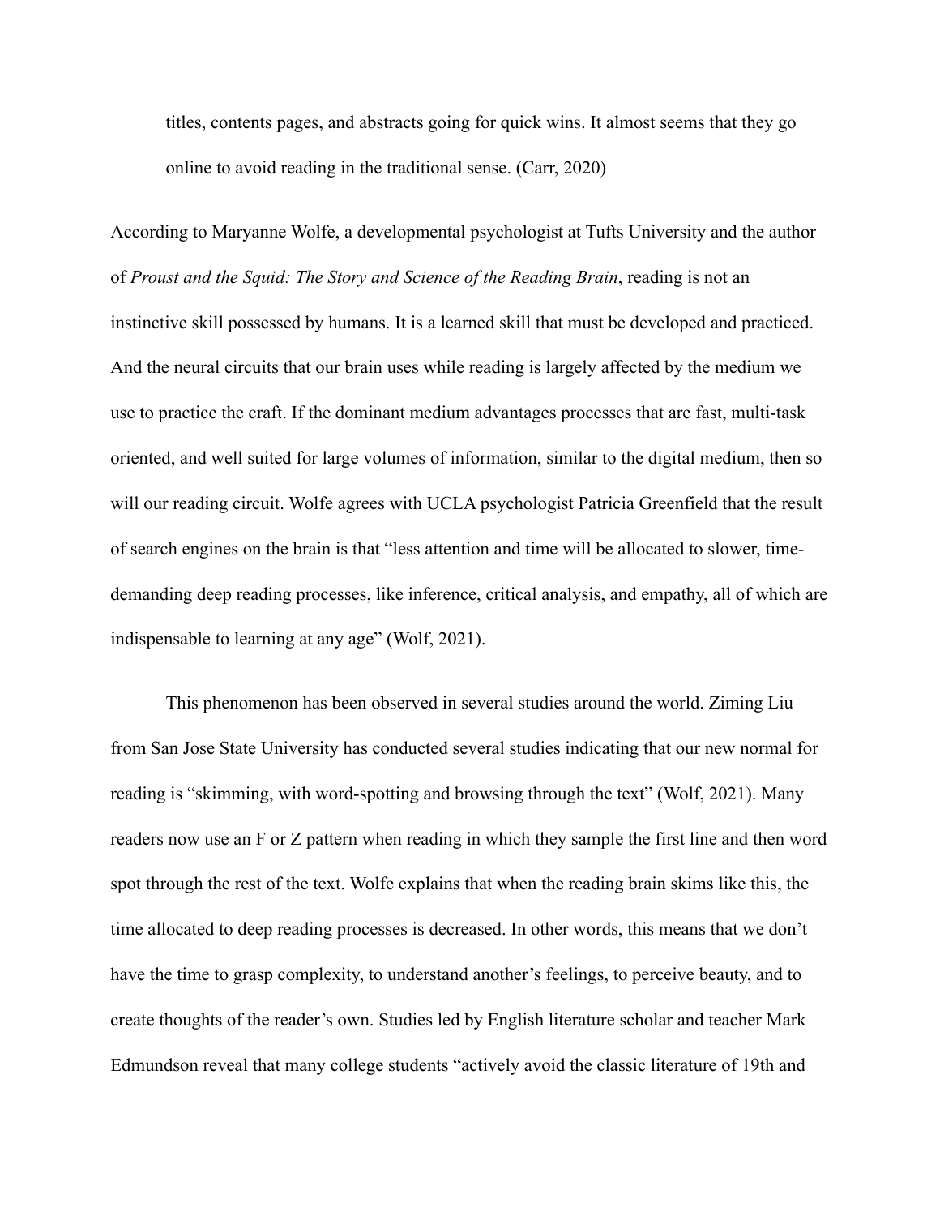> titles, contents pages, and abstracts going for quick wins. It almost seems that they go online to avoid reading in the traditional sense. (Carr, 2020)

According to Maryanne Wolfe, a developmental psychologist at Tufts University and the author of *Proust and the Squid: The Story and Science of the Reading Brain*, reading is not an instinctive skill possessed by humans. It is a learned skill that must be developed and practiced. And the neural circuits that our brain uses while reading is largely affected by the medium we use to practice the craft. If the dominant medium advantages processes that are fast, multi-task oriented, and well suited for large volumes of information, similar to the digital medium, then so will our reading circuit. Wolfe agrees with UCLA psychologist Patricia Greenfield that the result of search engines on the brain is that "less attention and time will be allocated to slower, time-demanding deep reading processes, like inference, critical analysis, and empathy, all of which are indispensable to learning at any age" (Wolf, 2021).

This phenomenon has been observed in several studies around the world. Ziming Liu from San Jose State University has conducted several studies indicating that our new normal for reading is "skimming, with word-spotting and browsing through the text" (Wolf, 2021). Many readers now use an F or Z pattern when reading in which they sample the first line and then word spot through the rest of the text. Wolfe explains that when the reading brain skims like this, the time allocated to deep reading processes is decreased. In other words, this means that we don't have the time to grasp complexity, to understand another's feelings, to perceive beauty, and to create thoughts of the reader's own. Studies led by English literature scholar and teacher Mark Edmundson reveal that many college students "actively avoid the classic literature of 19th and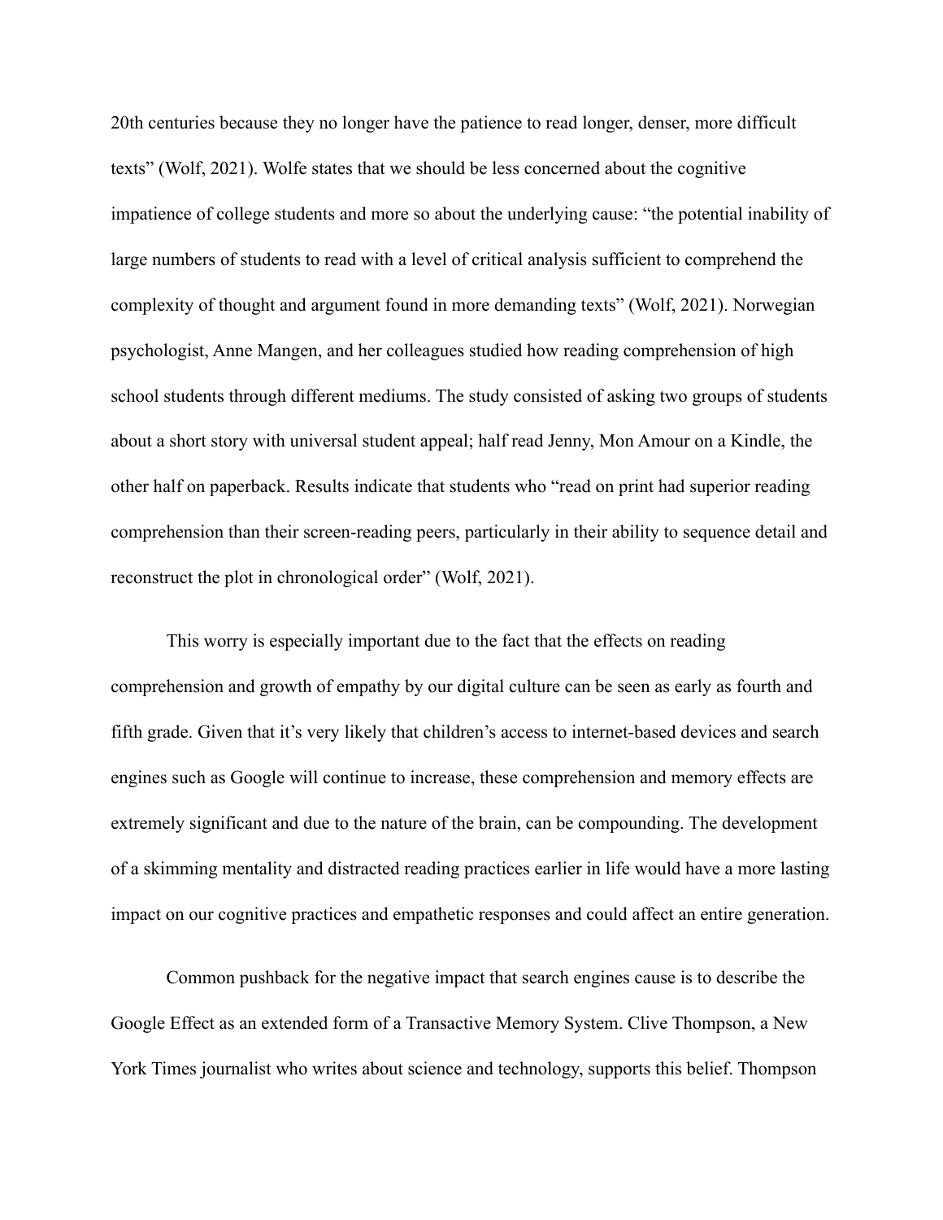20th centuries because they no longer have the patience to read longer, denser, more difficult texts" (Wolf, 2021). Wolfe states that we should be less concerned about the cognitive impatience of college students and more so about the underlying cause: "the potential inability of large numbers of students to read with a level of critical analysis sufficient to comprehend the complexity of thought and argument found in more demanding texts" (Wolf, 2021). Norwegian psychologist, Anne Mangen, and her colleagues studied how reading comprehension of high school students through different mediums. The study consisted of asking two groups of students about a short story with universal student appeal; half read Jenny, Mon Amour on a Kindle, the other half on paperback. Results indicate that students who "read on print had superior reading comprehension than their screen-reading peers, particularly in their ability to sequence detail and reconstruct the plot in chronological order" (Wolf, 2021).

This worry is especially important due to the fact that the effects on reading comprehension and growth of empathy by our digital culture can be seen as early as fourth and fifth grade. Given that it's very likely that children's access to internet-based devices and search engines such as Google will continue to increase, these comprehension and memory effects are extremely significant and due to the nature of the brain, can be compounding. The development of a skimming mentality and distracted reading practices earlier in life would have a more lasting impact on our cognitive practices and empathetic responses and could affect an entire generation.

Common pushback for the negative impact that search engines cause is to describe the Google Effect as an extended form of a Transactive Memory System. Clive Thompson, a New York Times journalist who writes about science and technology, supports this belief. Thompson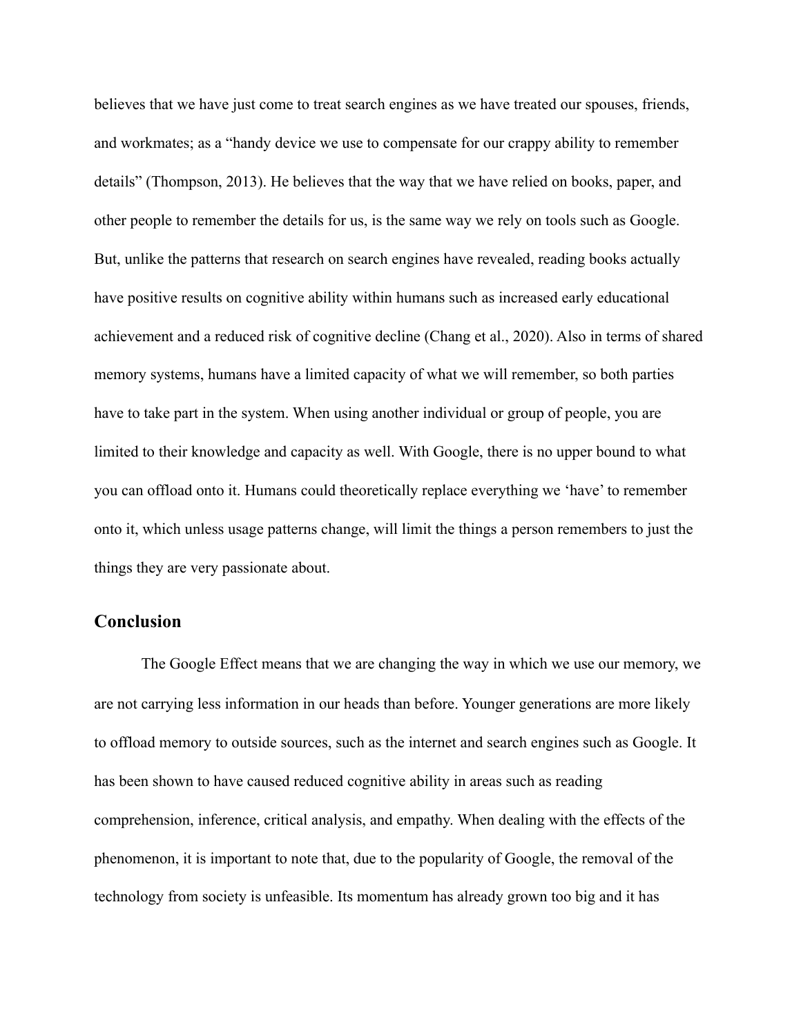believes that we have just come to treat search engines as we have treated our spouses, friends, and workmates; as a "handy device we use to compensate for our crappy ability to remember details" (Thompson, 2013). He believes that the way that we have relied on books, paper, and other people to remember the details for us, is the same way we rely on tools such as Google. But, unlike the patterns that research on search engines have revealed, reading books actually have positive results on cognitive ability within humans such as increased early educational achievement and a reduced risk of cognitive decline (Chang et al., 2020). Also in terms of shared memory systems, humans have a limited capacity of what we will remember, so both parties have to take part in the system. When using another individual or group of people, you are limited to their knowledge and capacity as well. With Google, there is no upper bound to what you can offload onto it. Humans could theoretically replace everything we 'have' to remember onto it, which unless usage patterns change, will limit the things a person remembers to just the things they are very passionate about.

## Conclusion

The Google Effect means that we are changing the way in which we use our memory, we are not carrying less information in our heads than before. Younger generations are more likely to offload memory to outside sources, such as the internet and search engines such as Google. It has been shown to have caused reduced cognitive ability in areas such as reading comprehension, inference, critical analysis, and empathy. When dealing with the effects of the phenomenon, it is important to note that, due to the popularity of Google, the removal of the technology from society is unfeasible. Its momentum has already grown too big and it has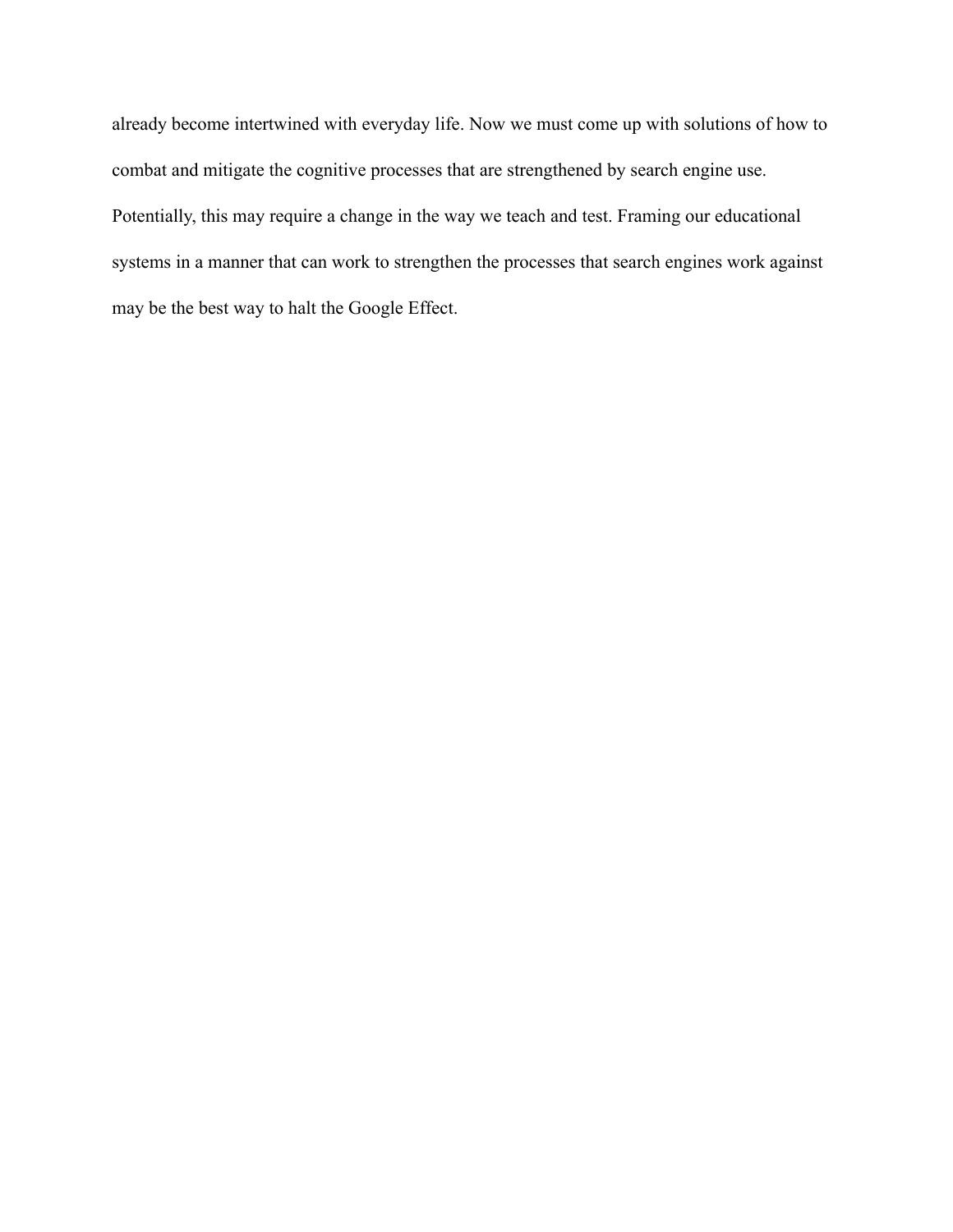already become intertwined with everyday life. Now we must come up with solutions of how to combat and mitigate the cognitive processes that are strengthened by search engine use. Potentially, this may require a change in the way we teach and test. Framing our educational systems in a manner that can work to strengthen the processes that search engines work against may be the best way to halt the Google Effect.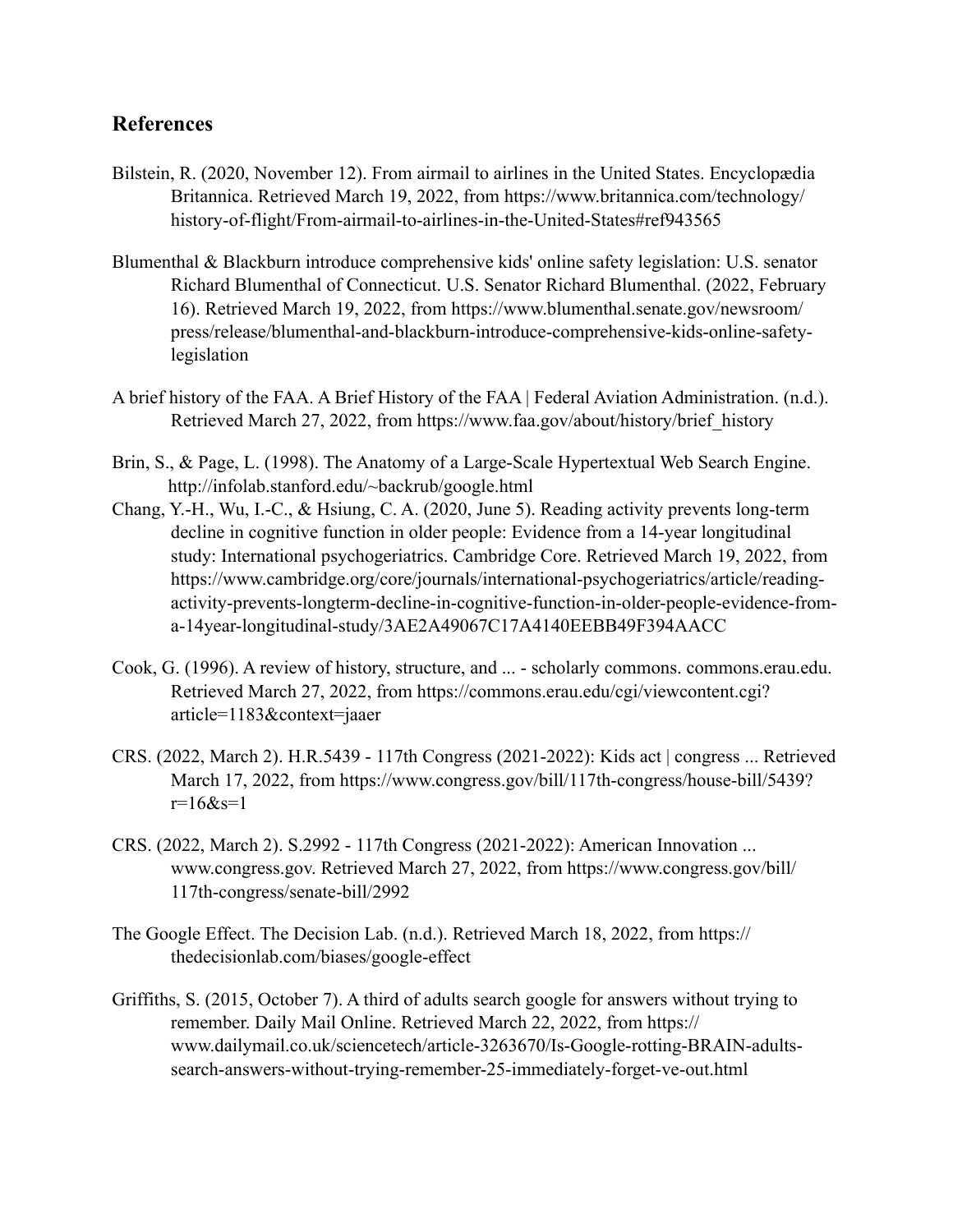## References

Bilstein, R. (2020, November 12). From airmail to airlines in the United States. Encyclopædia Britannica. Retrieved March 19, 2022, from https://www.britannica.com/technology/history-of-flight/From-airmail-to-airlines-in-the-United-States#ref943565

Blumenthal & Blackburn introduce comprehensive kids' online safety legislation: U.S. senator Richard Blumenthal of Connecticut. U.S. Senator Richard Blumenthal. (2022, February 16). Retrieved March 19, 2022, from https://www.blumenthal.senate.gov/newsroom/press/release/blumenthal-and-blackburn-introduce-comprehensive-kids-online-safety-legislation

A brief history of the FAA. A Brief History of the FAA | Federal Aviation Administration. (n.d.). Retrieved March 27, 2022, from https://www.faa.gov/about/history/brief_history

Brin, S., & Page, L. (1998). The Anatomy of a Large-Scale Hypertextual Web Search Engine. http://infolab.stanford.edu/~backrub/google.html

Chang, Y.-H., Wu, I.-C., & Hsiung, C. A. (2020, June 5). Reading activity prevents long-term decline in cognitive function in older people: Evidence from a 14-year longitudinal study: International psychogeriatrics. Cambridge Core. Retrieved March 19, 2022, from https://www.cambridge.org/core/journals/international-psychogeriatrics/article/reading-activity-prevents-longterm-decline-in-cognitive-function-in-older-people-evidence-from-a-14year-longitudinal-study/3AE2A49067C17A4140EEBB49F394AACC

Cook, G. (1996). A review of history, structure, and ... - scholarly commons. commons.erau.edu. Retrieved March 27, 2022, from https://commons.erau.edu/cgi/viewcontent.cgi?article=1183&context=jaaer

CRS. (2022, March 2). H.R.5439 - 117th Congress (2021-2022): Kids act | congress ... Retrieved March 17, 2022, from https://www.congress.gov/bill/117th-congress/house-bill/5439?r=16&s=1

CRS. (2022, March 2). S.2992 - 117th Congress (2021-2022): American Innovation ... www.congress.gov. Retrieved March 27, 2022, from https://www.congress.gov/bill/117th-congress/senate-bill/2992

The Google Effect. The Decision Lab. (n.d.). Retrieved March 18, 2022, from https://thedecisionlab.com/biases/google-effect

Griffiths, S. (2015, October 7). A third of adults search google for answers without trying to remember. Daily Mail Online. Retrieved March 22, 2022, from https://www.dailymail.co.uk/sciencetech/article-3263670/Is-Google-rotting-BRAIN-adults-search-answers-without-trying-remember-25-immediately-forget-ve-out.html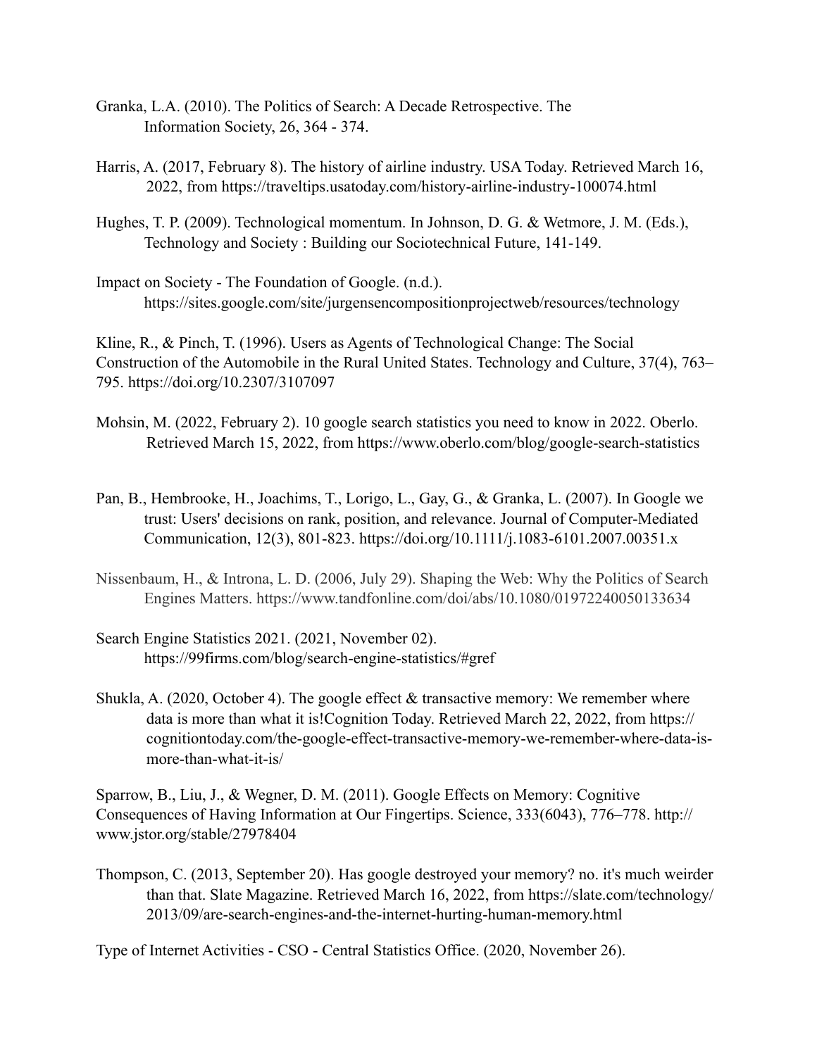Granka, L.A. (2010). The Politics of Search: A Decade Retrospective. The Information Society, 26, 364 - 374.

Harris, A. (2017, February 8). The history of airline industry. USA Today. Retrieved March 16, 2022, from https://traveltips.usatoday.com/history-airline-industry-100074.html

Hughes, T. P. (2009). Technological momentum. In Johnson, D. G. & Wetmore, J. M. (Eds.), Technology and Society : Building our Sociotechnical Future, 141-149.

Impact on Society - The Foundation of Google. (n.d.). https://sites.google.com/site/jurgensencompositionprojectweb/resources/technology

Kline, R., & Pinch, T. (1996). Users as Agents of Technological Change: The Social Construction of the Automobile in the Rural United States. Technology and Culture, 37(4), 763–795. https://doi.org/10.2307/3107097

Mohsin, M. (2022, February 2). 10 google search statistics you need to know in 2022. Oberlo. Retrieved March 15, 2022, from https://www.oberlo.com/blog/google-search-statistics

Pan, B., Hembrooke, H., Joachims, T., Lorigo, L., Gay, G., & Granka, L. (2007). In Google we trust: Users' decisions on rank, position, and relevance. Journal of Computer-Mediated Communication, 12(3), 801-823. https://doi.org/10.1111/j.1083-6101.2007.00351.x

Nissenbaum, H., & Introna, L. D. (2006, July 29). Shaping the Web: Why the Politics of Search Engines Matters. https://www.tandfonline.com/doi/abs/10.1080/01972240050133634

Search Engine Statistics 2021. (2021, November 02). https://99firms.com/blog/search-engine-statistics/#gref

Shukla, A. (2020, October 4). The google effect & transactive memory: We remember where data is more than what it is!Cognition Today. Retrieved March 22, 2022, from https://cognitiontoday.com/the-google-effect-transactive-memory-we-remember-where-data-is-more-than-what-it-is/

Sparrow, B., Liu, J., & Wegner, D. M. (2011). Google Effects on Memory: Cognitive Consequences of Having Information at Our Fingertips. Science, 333(6043), 776–778. http://www.jstor.org/stable/27978404

Thompson, C. (2013, September 20). Has google destroyed your memory? no. it's much weirder than that. Slate Magazine. Retrieved March 16, 2022, from https://slate.com/technology/2013/09/are-search-engines-and-the-internet-hurting-human-memory.html

Type of Internet Activities - CSO - Central Statistics Office. (2020, November 26).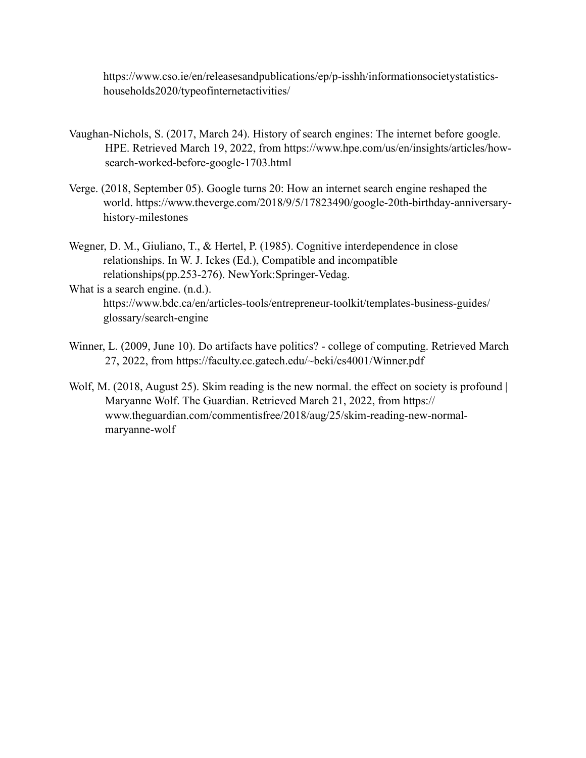https://www.cso.ie/en/releasesandpublications/ep/p-isshh/informationsocietystatistics-households2020/typeofinternetactivities/

Vaughan-Nichols, S. (2017, March 24). History of search engines: The internet before google. HPE. Retrieved March 19, 2022, from https://www.hpe.com/us/en/insights/articles/how-search-worked-before-google-1703.html

Verge. (2018, September 05). Google turns 20: How an internet search engine reshaped the world. https://www.theverge.com/2018/9/5/17823490/google-20th-birthday-anniversary-history-milestones

Wegner, D. M., Giuliano, T., & Hertel, P. (1985). Cognitive interdependence in close relationships. In W. J. Ickes (Ed.), Compatible and incompatible relationships(pp.253-276). NewYork:Springer-Vedag.

What is a search engine. (n.d.). https://www.bdc.ca/en/articles-tools/entrepreneur-toolkit/templates-business-guides/glossary/search-engine

Winner, L. (2009, June 10). Do artifacts have politics? - college of computing. Retrieved March 27, 2022, from https://faculty.cc.gatech.edu/~beki/cs4001/Winner.pdf

Wolf, M. (2018, August 25). Skim reading is the new normal. the effect on society is profound | Maryanne Wolf. The Guardian. Retrieved March 21, 2022, from https://www.theguardian.com/commentisfree/2018/aug/25/skim-reading-new-normal-maryanne-wolf